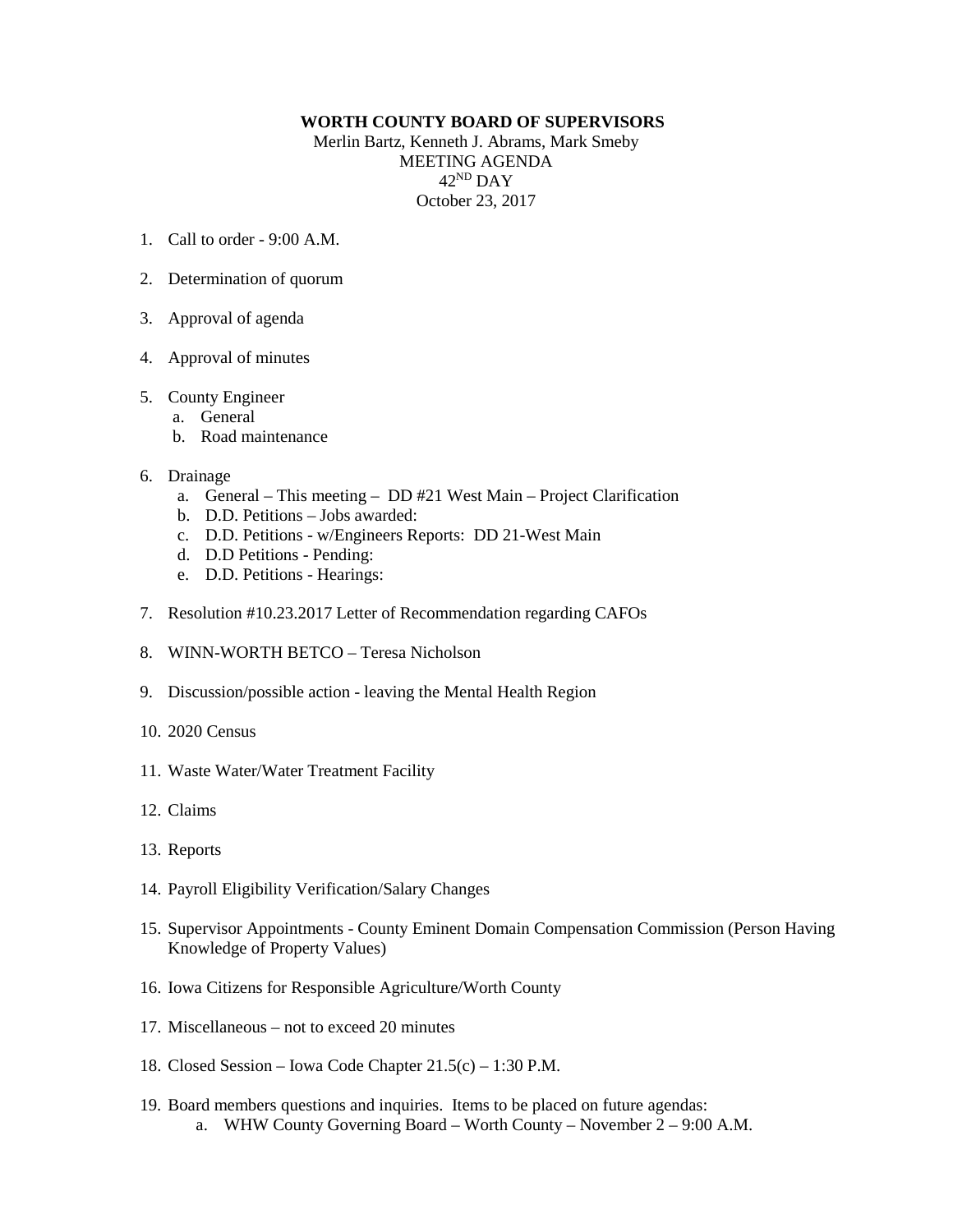**WORTH COUNTY BOARD OF SUPERVISORS**

Merlin Bartz, Kenneth J. Abrams, Mark Smeby
MEETING AGENDA
42ND DAY
October 23, 2017

1. Call to order - 9:00 A.M.
2. Determination of quorum
3. Approval of agenda
4. Approval of minutes
5. County Engineer
   a. General
   b. Road maintenance
6. Drainage
   a. General – This meeting – DD #21 West Main – Project Clarification
   b. D.D. Petitions – Jobs awarded:
   c. D.D. Petitions - w/Engineers Reports: DD 21-West Main
   d. D.D Petitions - Pending:
   e. D.D. Petitions - Hearings:
7. Resolution #10.23.2017 Letter of Recommendation regarding CAFOs
8. WINN-WORTH BETCO – Teresa Nicholson
9. Discussion/possible action - leaving the Mental Health Region
10. 2020 Census
11. Waste Water/Water Treatment Facility
12. Claims
13. Reports
14. Payroll Eligibility Verification/Salary Changes
15. Supervisor Appointments - County Eminent Domain Compensation Commission (Person Having Knowledge of Property Values)
16. Iowa Citizens for Responsible Agriculture/Worth County
17. Miscellaneous – not to exceed 20 minutes
18. Closed Session – Iowa Code Chapter 21.5(c) – 1:30 P.M.
19. Board members questions and inquiries. Items to be placed on future agendas:
    a. WHW County Governing Board – Worth County – November 2 – 9:00 A.M.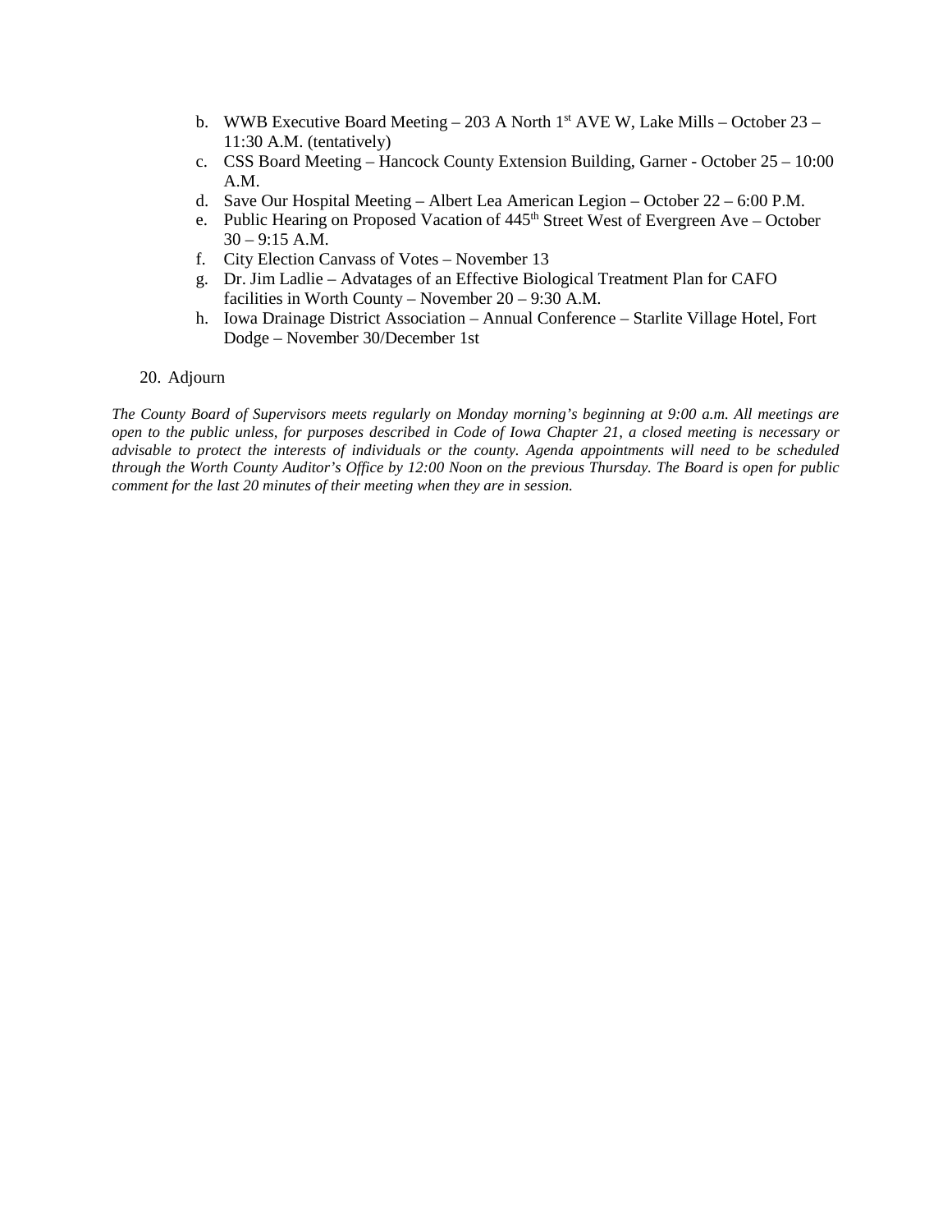b. WWB Executive Board Meeting – 203 A North 1st AVE W, Lake Mills – October 23 – 11:30 A.M. (tentatively)
c. CSS Board Meeting – Hancock County Extension Building, Garner - October 25 – 10:00 A.M.
d. Save Our Hospital Meeting – Albert Lea American Legion – October 22 – 6:00 P.M.
e. Public Hearing on Proposed Vacation of 445th Street West of Evergreen Ave – October 30 – 9:15 A.M.
f. City Election Canvass of Votes – November 13
g. Dr. Jim Ladlie – Advatages of an Effective Biological Treatment Plan for CAFO facilities in Worth County – November 20 – 9:30 A.M.
h. Iowa Drainage District Association – Annual Conference – Starlite Village Hotel, Fort Dodge – November 30/December 1st

20. Adjourn

*The County Board of Supervisors meets regularly on Monday morning's beginning at 9:00 a.m. All meetings are open to the public unless, for purposes described in Code of Iowa Chapter 21, a closed meeting is necessary or advisable to protect the interests of individuals or the county. Agenda appointments will need to be scheduled through the Worth County Auditor's Office by 12:00 Noon on the previous Thursday. The Board is open for public comment for the last 20 minutes of their meeting when they are in session.*